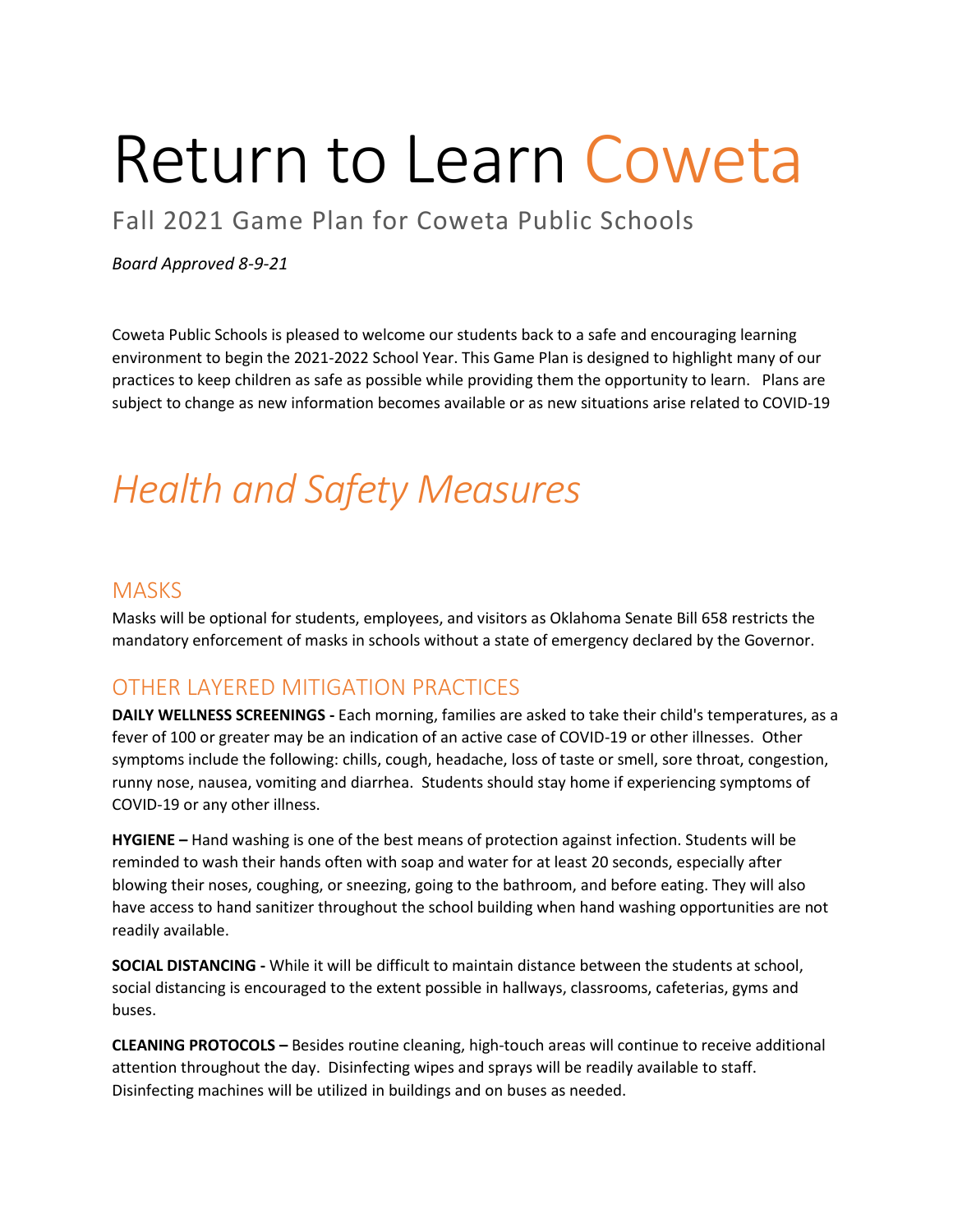# Return to Learn Coweta

## Fall 2021 Game Plan for Coweta Public Schools

*Board Approved 8-9-21*

Coweta Public Schools is pleased to welcome our students back to a safe and encouraging learning environment to begin the 2021-2022 School Year. This Game Plan is designed to highlight many of our practices to keep children as safe as possible while providing them the opportunity to learn. Plans are subject to change as new information becomes available or as new situations arise related to COVID-19

# *Health and Safety Measures*

## MASKS

Masks will be optional for students, employees, and visitors as Oklahoma Senate Bill 658 restricts the mandatory enforcement of masks in schools without a state of emergency declared by the Governor.

## OTHER LAYERED MITIGATION PRACTICES

**DAILY WELLNESS SCREENINGS -** Each morning, families are asked to take their child's temperatures, as a fever of 100 or greater may be an indication of an active case of COVID-19 or other illnesses. Other symptoms include the following: chills, cough, headache, loss of taste or smell, sore throat, congestion, runny nose, nausea, vomiting and diarrhea. Students should stay home if experiencing symptoms of COVID-19 or any other illness.

**HYGIENE –** Hand washing is one of the best means of protection against infection. Students will be reminded to wash their hands often with soap and water for at least 20 seconds, especially after blowing their noses, coughing, or sneezing, going to the bathroom, and before eating. They will also have access to hand sanitizer throughout the school building when hand washing opportunities are not readily available.

**SOCIAL DISTANCING -** While it will be difficult to maintain distance between the students at school, social distancing is encouraged to the extent possible in hallways, classrooms, cafeterias, gyms and buses.

**CLEANING PROTOCOLS –** Besides routine cleaning, high-touch areas will continue to receive additional attention throughout the day. Disinfecting wipes and sprays will be readily available to staff. Disinfecting machines will be utilized in buildings and on buses as needed.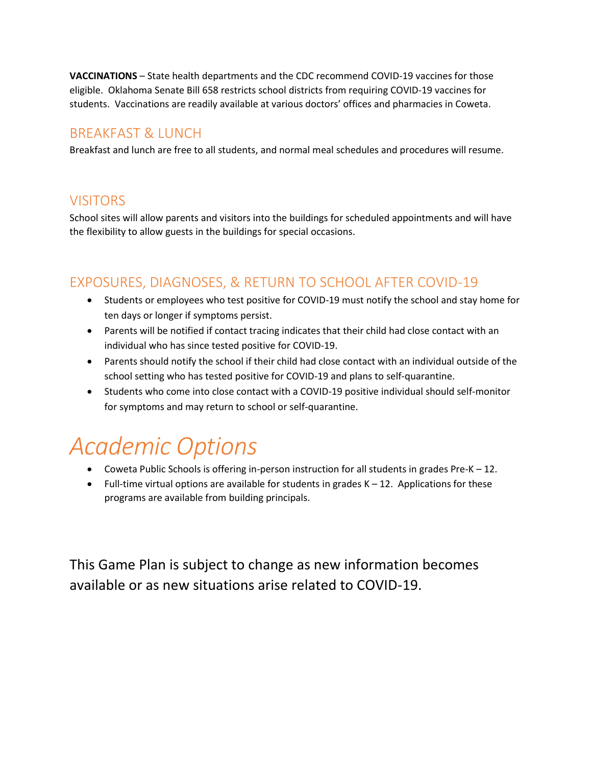**VACCINATIONS** – State health departments and the CDC recommend COVID-19 vaccines for those eligible. Oklahoma Senate Bill 658 restricts school districts from requiring COVID-19 vaccines for students. Vaccinations are readily available at various doctors' offices and pharmacies in Coweta.

## BREAKFAST & LUNCH

Breakfast and lunch are free to all students, and normal meal schedules and procedures will resume.

## VISITORS

School sites will allow parents and visitors into the buildings for scheduled appointments and will have the flexibility to allow guests in the buildings for special occasions.

## EXPOSURES, DIAGNOSES, & RETURN TO SCHOOL AFTER COVID-19

- Students or employees who test positive for COVID-19 must notify the school and stay home for ten days or longer if symptoms persist.
- Parents will be notified if contact tracing indicates that their child had close contact with an individual who has since tested positive for COVID-19.
- Parents should notify the school if their child had close contact with an individual outside of the school setting who has tested positive for COVID-19 and plans to self-quarantine.
- Students who come into close contact with a COVID-19 positive individual should self-monitor for symptoms and may return to school or self-quarantine.

# *Academic Options*

- Coweta Public Schools is offering in-person instruction for all students in grades Pre-K – 12.
- Full-time virtual options are available for students in grades K – 12. Applications for these programs are available from building principals.

This Game Plan is subject to change as new information becomes available or as new situations arise related to COVID-19.